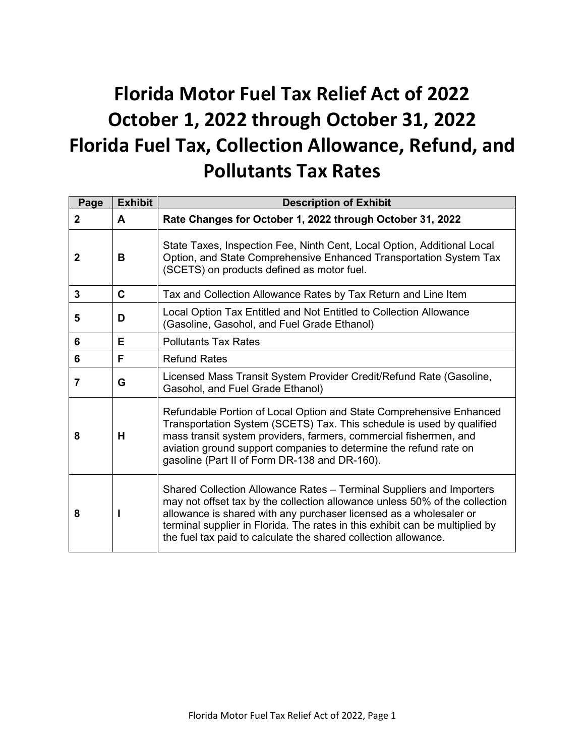# Florida Motor Fuel Tax Relief Act of 2022
# October 1, 2022 through October 31, 2022
# Florida Fuel Tax, Collection Allowance, Refund, and Pollutants Tax Rates

| Page | Exhibit | Description of Exhibit |
|---|---|---|
| **2** | **A** | **Rate Changes for October 1, 2022 through October 31, 2022** |
| **2** | **B** | State Taxes, Inspection Fee, Ninth Cent, Local Option, Additional Local Option, and State Comprehensive Enhanced Transportation System Tax (SCETS) on products defined as motor fuel. |
| **3** | **C** | Tax and Collection Allowance Rates by Tax Return and Line Item |
| **5** | **D** | Local Option Tax Entitled and Not Entitled to Collection Allowance (Gasoline, Gasohol, and Fuel Grade Ethanol) |
| **6** | **E** | Pollutants Tax Rates |
| **6** | **F** | Refund Rates |
| **7** | **G** | Licensed Mass Transit System Provider Credit/Refund Rate (Gasoline, Gasohol, and Fuel Grade Ethanol) |
| **8** | **H** | Refundable Portion of Local Option and State Comprehensive Enhanced Transportation System (SCETS) Tax. This schedule is used by qualified mass transit system providers, farmers, commercial fishermen, and aviation ground support companies to determine the refund rate on gasoline (Part II of Form DR-138 and DR-160). |
| **8** | **I** | Shared Collection Allowance Rates – Terminal Suppliers and Importers may not offset tax by the collection allowance unless 50% of the collection allowance is shared with any purchaser licensed as a wholesaler or terminal supplier in Florida. The rates in this exhibit can be multiplied by the fuel tax paid to calculate the shared collection allowance. |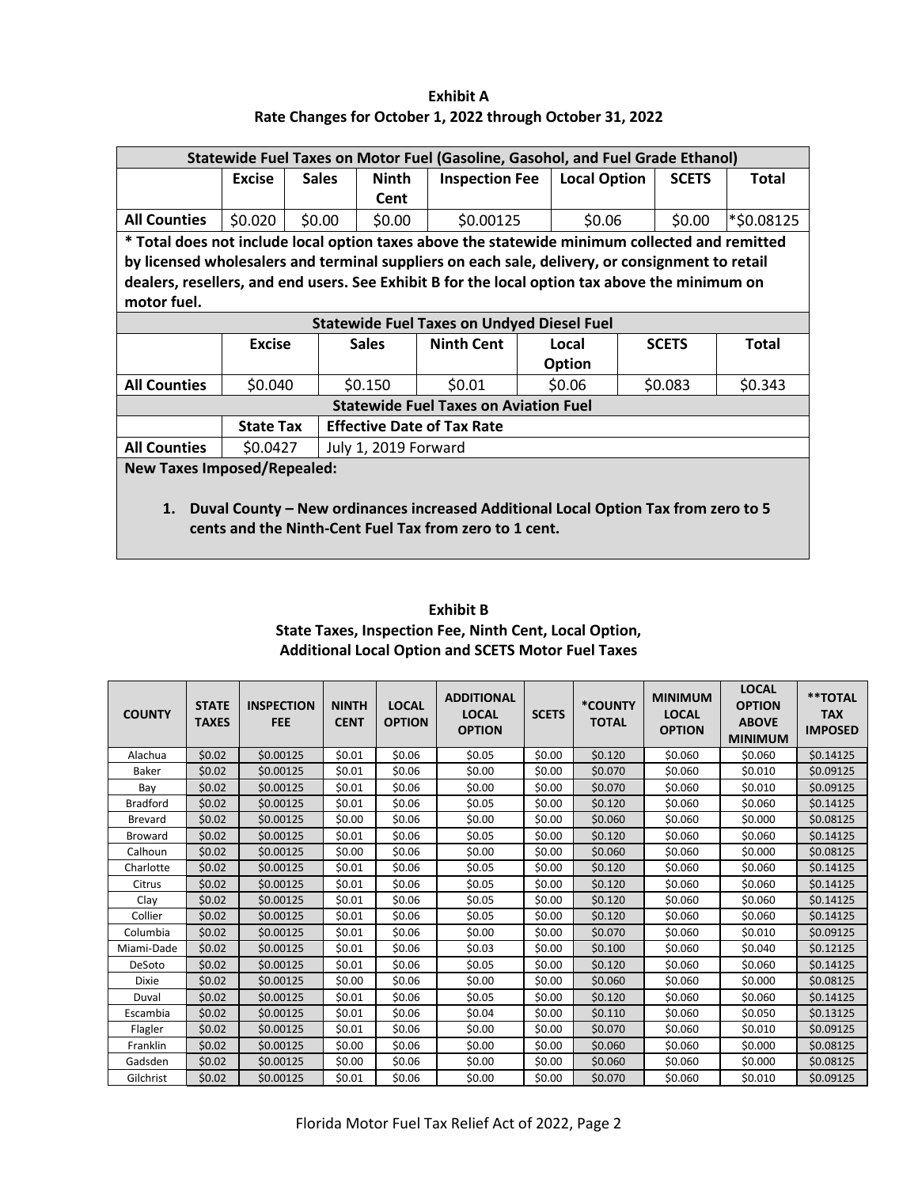**Exhibit A**
**Rate Changes for October 1, 2022 through October 31, 2022**

| Statewide Fuel Taxes on Motor Fuel (Gasoline, Gasohol, and Fuel Grade Ethanol) | | | | | | | |
|---|---|---|---|---|---|---|---|
| | **Excise** | **Sales** | **Ninth Cent** | **Inspection Fee** | **Local Option** | **SCETS** | **Total** |
| **All Counties** | $0.020 | $0.00 | $0.00 | $0.00125 | $0.06 | $0.00 | *$0.08125 |

**\* Total does not include local option taxes above the statewide minimum collected and remitted by licensed wholesalers and terminal suppliers on each sale, delivery, or consignment to retail dealers, resellers, and end users. See Exhibit B for the local option tax above the minimum on motor fuel.**

| Statewide Fuel Taxes on Undyed Diesel Fuel | | | | | | |
|---|---|---|---|---|---|---|
| | **Excise** | **Sales** | **Ninth Cent** | **Local Option** | **SCETS** | **Total** |
| **All Counties** | $0.040 | $0.150 | $0.01 | $0.06 | $0.083 | $0.343 |

| Statewide Fuel Taxes on Aviation Fuel | | |
|---|---|---|
| | **State Tax** | **Effective Date of Tax Rate** |
| **All Counties** | $0.0427 | July 1, 2019 Forward |

**New Taxes Imposed/Repealed:**

1. **Duval County – New ordinances increased Additional Local Option Tax from zero to 5 cents and the Ninth-Cent Fuel Tax from zero to 1 cent.**

**Exhibit B**
**State Taxes, Inspection Fee, Ninth Cent, Local Option, Additional Local Option and SCETS Motor Fuel Taxes**

| COUNTY | STATE TAXES | INSPECTION FEE | NINTH CENT | LOCAL OPTION | ADDITIONAL LOCAL OPTION | SCETS | *COUNTY TOTAL | MINIMUM LOCAL OPTION | LOCAL OPTION ABOVE MINIMUM | **TOTAL TAX IMPOSED |
|---|---|---|---|---|---|---|---|---|---|---|
| Alachua | $0.02 | $0.00125 | $0.01 | $0.06 | $0.05 | $0.00 | $0.120 | $0.060 | $0.060 | $0.14125 |
| Baker | $0.02 | $0.00125 | $0.01 | $0.06 | $0.00 | $0.00 | $0.070 | $0.060 | $0.010 | $0.09125 |
| Bay | $0.02 | $0.00125 | $0.01 | $0.06 | $0.00 | $0.00 | $0.070 | $0.060 | $0.010 | $0.09125 |
| Bradford | $0.02 | $0.00125 | $0.01 | $0.06 | $0.05 | $0.00 | $0.120 | $0.060 | $0.060 | $0.14125 |
| Brevard | $0.02 | $0.00125 | $0.00 | $0.06 | $0.00 | $0.00 | $0.060 | $0.060 | $0.000 | $0.08125 |
| Broward | $0.02 | $0.00125 | $0.01 | $0.06 | $0.05 | $0.00 | $0.120 | $0.060 | $0.060 | $0.14125 |
| Calhoun | $0.02 | $0.00125 | $0.00 | $0.06 | $0.00 | $0.00 | $0.060 | $0.060 | $0.000 | $0.08125 |
| Charlotte | $0.02 | $0.00125 | $0.01 | $0.06 | $0.05 | $0.00 | $0.120 | $0.060 | $0.060 | $0.14125 |
| Citrus | $0.02 | $0.00125 | $0.01 | $0.06 | $0.05 | $0.00 | $0.120 | $0.060 | $0.060 | $0.14125 |
| Clay | $0.02 | $0.00125 | $0.01 | $0.06 | $0.05 | $0.00 | $0.120 | $0.060 | $0.060 | $0.14125 |
| Collier | $0.02 | $0.00125 | $0.01 | $0.06 | $0.05 | $0.00 | $0.120 | $0.060 | $0.060 | $0.14125 |
| Columbia | $0.02 | $0.00125 | $0.01 | $0.06 | $0.00 | $0.00 | $0.070 | $0.060 | $0.010 | $0.09125 |
| Miami-Dade | $0.02 | $0.00125 | $0.01 | $0.06 | $0.03 | $0.00 | $0.100 | $0.060 | $0.040 | $0.12125 |
| DeSoto | $0.02 | $0.00125 | $0.01 | $0.06 | $0.05 | $0.00 | $0.120 | $0.060 | $0.060 | $0.14125 |
| Dixie | $0.02 | $0.00125 | $0.00 | $0.06 | $0.00 | $0.00 | $0.060 | $0.060 | $0.000 | $0.08125 |
| Duval | $0.02 | $0.00125 | $0.01 | $0.06 | $0.05 | $0.00 | $0.120 | $0.060 | $0.060 | $0.14125 |
| Escambia | $0.02 | $0.00125 | $0.01 | $0.06 | $0.04 | $0.00 | $0.110 | $0.060 | $0.050 | $0.13125 |
| Flagler | $0.02 | $0.00125 | $0.01 | $0.06 | $0.00 | $0.00 | $0.070 | $0.060 | $0.010 | $0.09125 |
| Franklin | $0.02 | $0.00125 | $0.00 | $0.06 | $0.00 | $0.00 | $0.060 | $0.060 | $0.000 | $0.08125 |
| Gadsden | $0.02 | $0.00125 | $0.00 | $0.06 | $0.00 | $0.00 | $0.060 | $0.060 | $0.000 | $0.08125 |
| Gilchrist | $0.02 | $0.00125 | $0.01 | $0.06 | $0.00 | $0.00 | $0.070 | $0.060 | $0.010 | $0.09125 |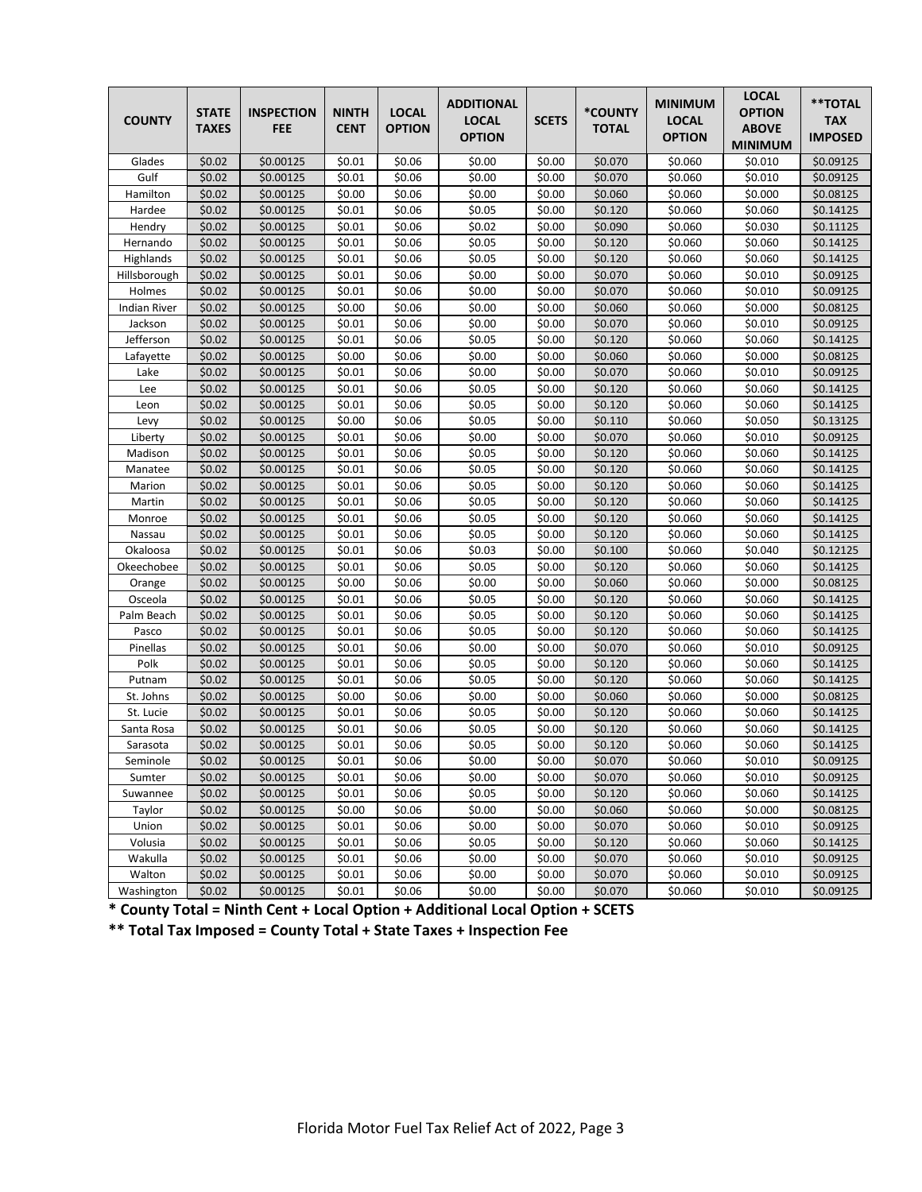| COUNTY | STATE TAXES | INSPECTION FEE | NINTH CENT | LOCAL OPTION | ADDITIONAL LOCAL OPTION | SCETS | *COUNTY TOTAL | MINIMUM LOCAL OPTION | LOCAL OPTION ABOVE MINIMUM | **TOTAL TAX IMPOSED |
|---|---|---|---|---|---|---|---|---|---|---|
| Glades | $0.02 | $0.00125 | $0.01 | $0.06 | $0.00 | $0.00 | $0.070 | $0.060 | $0.010 | $0.09125 |
| Gulf | $0.02 | $0.00125 | $0.01 | $0.06 | $0.00 | $0.00 | $0.070 | $0.060 | $0.010 | $0.09125 |
| Hamilton | $0.02 | $0.00125 | $0.00 | $0.06 | $0.00 | $0.00 | $0.060 | $0.060 | $0.000 | $0.08125 |
| Hardee | $0.02 | $0.00125 | $0.01 | $0.06 | $0.05 | $0.00 | $0.120 | $0.060 | $0.060 | $0.14125 |
| Hendry | $0.02 | $0.00125 | $0.01 | $0.06 | $0.02 | $0.00 | $0.090 | $0.060 | $0.030 | $0.11125 |
| Hernando | $0.02 | $0.00125 | $0.01 | $0.06 | $0.05 | $0.00 | $0.120 | $0.060 | $0.060 | $0.14125 |
| Highlands | $0.02 | $0.00125 | $0.01 | $0.06 | $0.05 | $0.00 | $0.120 | $0.060 | $0.060 | $0.14125 |
| Hillsborough | $0.02 | $0.00125 | $0.01 | $0.06 | $0.00 | $0.00 | $0.070 | $0.060 | $0.010 | $0.09125 |
| Holmes | $0.02 | $0.00125 | $0.01 | $0.06 | $0.00 | $0.00 | $0.070 | $0.060 | $0.010 | $0.09125 |
| Indian River | $0.02 | $0.00125 | $0.00 | $0.06 | $0.00 | $0.00 | $0.060 | $0.060 | $0.000 | $0.08125 |
| Jackson | $0.02 | $0.00125 | $0.01 | $0.06 | $0.00 | $0.00 | $0.070 | $0.060 | $0.010 | $0.09125 |
| Jefferson | $0.02 | $0.00125 | $0.01 | $0.06 | $0.05 | $0.00 | $0.120 | $0.060 | $0.060 | $0.14125 |
| Lafayette | $0.02 | $0.00125 | $0.00 | $0.06 | $0.00 | $0.00 | $0.060 | $0.060 | $0.000 | $0.08125 |
| Lake | $0.02 | $0.00125 | $0.01 | $0.06 | $0.00 | $0.00 | $0.070 | $0.060 | $0.010 | $0.09125 |
| Lee | $0.02 | $0.00125 | $0.01 | $0.06 | $0.05 | $0.00 | $0.120 | $0.060 | $0.060 | $0.14125 |
| Leon | $0.02 | $0.00125 | $0.01 | $0.06 | $0.05 | $0.00 | $0.120 | $0.060 | $0.060 | $0.14125 |
| Levy | $0.02 | $0.00125 | $0.00 | $0.06 | $0.05 | $0.00 | $0.110 | $0.060 | $0.050 | $0.13125 |
| Liberty | $0.02 | $0.00125 | $0.01 | $0.06 | $0.00 | $0.00 | $0.070 | $0.060 | $0.010 | $0.09125 |
| Madison | $0.02 | $0.00125 | $0.01 | $0.06 | $0.05 | $0.00 | $0.120 | $0.060 | $0.060 | $0.14125 |
| Manatee | $0.02 | $0.00125 | $0.01 | $0.06 | $0.05 | $0.00 | $0.120 | $0.060 | $0.060 | $0.14125 |
| Marion | $0.02 | $0.00125 | $0.01 | $0.06 | $0.05 | $0.00 | $0.120 | $0.060 | $0.060 | $0.14125 |
| Martin | $0.02 | $0.00125 | $0.01 | $0.06 | $0.05 | $0.00 | $0.120 | $0.060 | $0.060 | $0.14125 |
| Monroe | $0.02 | $0.00125 | $0.01 | $0.06 | $0.05 | $0.00 | $0.120 | $0.060 | $0.060 | $0.14125 |
| Nassau | $0.02 | $0.00125 | $0.01 | $0.06 | $0.05 | $0.00 | $0.120 | $0.060 | $0.060 | $0.14125 |
| Okaloosa | $0.02 | $0.00125 | $0.01 | $0.06 | $0.03 | $0.00 | $0.100 | $0.060 | $0.040 | $0.12125 |
| Okeechobee | $0.02 | $0.00125 | $0.01 | $0.06 | $0.05 | $0.00 | $0.120 | $0.060 | $0.060 | $0.14125 |
| Orange | $0.02 | $0.00125 | $0.00 | $0.06 | $0.00 | $0.00 | $0.060 | $0.060 | $0.000 | $0.08125 |
| Osceola | $0.02 | $0.00125 | $0.01 | $0.06 | $0.05 | $0.00 | $0.120 | $0.060 | $0.060 | $0.14125 |
| Palm Beach | $0.02 | $0.00125 | $0.01 | $0.06 | $0.05 | $0.00 | $0.120 | $0.060 | $0.060 | $0.14125 |
| Pasco | $0.02 | $0.00125 | $0.01 | $0.06 | $0.05 | $0.00 | $0.120 | $0.060 | $0.060 | $0.14125 |
| Pinellas | $0.02 | $0.00125 | $0.01 | $0.06 | $0.00 | $0.00 | $0.070 | $0.060 | $0.010 | $0.09125 |
| Polk | $0.02 | $0.00125 | $0.01 | $0.06 | $0.05 | $0.00 | $0.120 | $0.060 | $0.060 | $0.14125 |
| Putnam | $0.02 | $0.00125 | $0.01 | $0.06 | $0.05 | $0.00 | $0.120 | $0.060 | $0.060 | $0.14125 |
| St. Johns | $0.02 | $0.00125 | $0.00 | $0.06 | $0.00 | $0.00 | $0.060 | $0.060 | $0.000 | $0.08125 |
| St. Lucie | $0.02 | $0.00125 | $0.01 | $0.06 | $0.05 | $0.00 | $0.120 | $0.060 | $0.060 | $0.14125 |
| Santa Rosa | $0.02 | $0.00125 | $0.01 | $0.06 | $0.05 | $0.00 | $0.120 | $0.060 | $0.060 | $0.14125 |
| Sarasota | $0.02 | $0.00125 | $0.01 | $0.06 | $0.05 | $0.00 | $0.120 | $0.060 | $0.060 | $0.14125 |
| Seminole | $0.02 | $0.00125 | $0.01 | $0.06 | $0.00 | $0.00 | $0.070 | $0.060 | $0.010 | $0.09125 |
| Sumter | $0.02 | $0.00125 | $0.01 | $0.06 | $0.00 | $0.00 | $0.070 | $0.060 | $0.010 | $0.09125 |
| Suwannee | $0.02 | $0.00125 | $0.01 | $0.06 | $0.05 | $0.00 | $0.120 | $0.060 | $0.060 | $0.14125 |
| Taylor | $0.02 | $0.00125 | $0.00 | $0.06 | $0.00 | $0.00 | $0.060 | $0.060 | $0.000 | $0.08125 |
| Union | $0.02 | $0.00125 | $0.01 | $0.06 | $0.00 | $0.00 | $0.070 | $0.060 | $0.010 | $0.09125 |
| Volusia | $0.02 | $0.00125 | $0.01 | $0.06 | $0.05 | $0.00 | $0.120 | $0.060 | $0.060 | $0.14125 |
| Wakulla | $0.02 | $0.00125 | $0.01 | $0.06 | $0.00 | $0.00 | $0.070 | $0.060 | $0.010 | $0.09125 |
| Walton | $0.02 | $0.00125 | $0.01 | $0.06 | $0.00 | $0.00 | $0.070 | $0.060 | $0.010 | $0.09125 |
| Washington | $0.02 | $0.00125 | $0.01 | $0.06 | $0.00 | $0.00 | $0.070 | $0.060 | $0.010 | $0.09125 |

**\* County Total = Ninth Cent + Local Option + Additional Local Option + SCETS**

**\*\* Total Tax Imposed = County Total + State Taxes + Inspection Fee**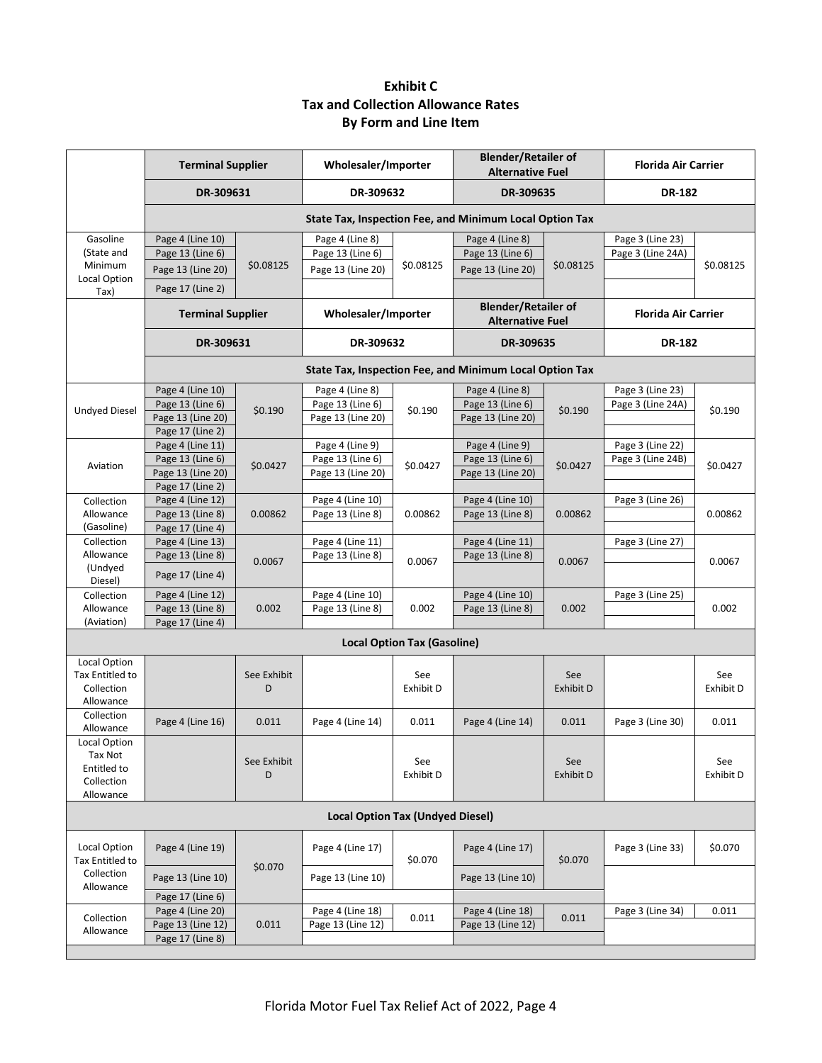## Exhibit C
## Tax and Collection Allowance Rates
## By Form and Line Item

| | Terminal Supplier | | Wholesaler/Importer | | Blender/Retailer of Alternative Fuel | | Florida Air Carrier | |
|---|---|---|---|---|---|---|---|---|
| | DR-309631 | | DR-309632 | | DR-309635 | | DR-182 | |
| | **State Tax, Inspection Fee, and Minimum Local Option Tax** | | | | | | | |
| Gasoline (State and Minimum Local Option Tax) | Page 4 (Line 10)<br>Page 13 (Line 6)<br>Page 13 (Line 20)<br>Page 17 (Line 2) | $0.08125 | Page 4 (Line 8)<br>Page 13 (Line 6)<br>Page 13 (Line 20) | $0.08125 | Page 4 (Line 8)<br>Page 13 (Line 6)<br>Page 13 (Line 20) | $0.08125 | Page 3 (Line 23)<br>Page 3 (Line 24A) | $0.08125 |
| | **Terminal Supplier** | | **Wholesaler/Importer** | | **Blender/Retailer of Alternative Fuel** | | **Florida Air Carrier** | |
| | **DR-309631** | | **DR-309632** | | **DR-309635** | | **DR-182** | |
| | **State Tax, Inspection Fee, and Minimum Local Option Tax** | | | | | | | |
| Undyed Diesel | Page 4 (Line 10)<br>Page 13 (Line 6)<br>Page 13 (Line 20)<br>Page 17 (Line 2) | $0.190 | Page 4 (Line 8)<br>Page 13 (Line 6)<br>Page 13 (Line 20) | $0.190 | Page 4 (Line 8)<br>Page 13 (Line 6)<br>Page 13 (Line 20) | $0.190 | Page 3 (Line 23)<br>Page 3 (Line 24A) | $0.190 |
| Aviation | Page 4 (Line 11)<br>Page 13 (Line 6)<br>Page 13 (Line 20)<br>Page 17 (Line 2) | $0.0427 | Page 4 (Line 9)<br>Page 13 (Line 6)<br>Page 13 (Line 20) | $0.0427 | Page 4 (Line 9)<br>Page 13 (Line 6)<br>Page 13 (Line 20) | $0.0427 | Page 3 (Line 22)<br>Page 3 (Line 24B) | $0.0427 |
| Collection Allowance (Gasoline) | Page 4 (Line 12)<br>Page 13 (Line 8)<br>Page 17 (Line 4) | 0.00862 | Page 4 (Line 10)<br>Page 13 (Line 8) | 0.00862 | Page 4 (Line 10)<br>Page 13 (Line 8) | 0.00862 | Page 3 (Line 26) | 0.00862 |
| Collection Allowance (Undyed Diesel) | Page 4 (Line 13)<br>Page 13 (Line 8)<br>Page 17 (Line 4) | 0.0067 | Page 4 (Line 11)<br>Page 13 (Line 8) | 0.0067 | Page 4 (Line 11)<br>Page 13 (Line 8) | 0.0067 | Page 3 (Line 27) | 0.0067 |
| Collection Allowance (Aviation) | Page 4 (Line 12)<br>Page 13 (Line 8)<br>Page 17 (Line 4) | 0.002 | Page 4 (Line 10)<br>Page 13 (Line 8) | 0.002 | Page 4 (Line 10)<br>Page 13 (Line 8) | 0.002 | Page 3 (Line 25) | 0.002 |
| **Local Option Tax (Gasoline)** | | | | | | | | |
| Local Option Tax Entitled to Collection Allowance | | See Exhibit D | | See Exhibit D | | See Exhibit D | | See Exhibit D |
| Collection Allowance | Page 4 (Line 16) | 0.011 | Page 4 (Line 14) | 0.011 | Page 4 (Line 14) | 0.011 | Page 3 (Line 30) | 0.011 |
| Local Option Tax Not Entitled to Collection Allowance | | See Exhibit D | | See Exhibit D | | See Exhibit D | | See Exhibit D |
| **Local Option Tax (Undyed Diesel)** | | | | | | | | |
| Local Option Tax Entitled to Collection Allowance | Page 4 (Line 19)<br>Page 13 (Line 10)<br>Page 17 (Line 6) | $0.070 | Page 4 (Line 17)<br>Page 13 (Line 10) | $0.070 | Page 4 (Line 17)<br>Page 13 (Line 10) | $0.070 | Page 3 (Line 33) | $0.070 |
| Collection Allowance | Page 4 (Line 20)<br>Page 13 (Line 12)<br>Page 17 (Line 8) | 0.011 | Page 4 (Line 18)<br>Page 13 (Line 12) | 0.011 | Page 4 (Line 18)<br>Page 13 (Line 12) | 0.011 | Page 3 (Line 34) | 0.011 |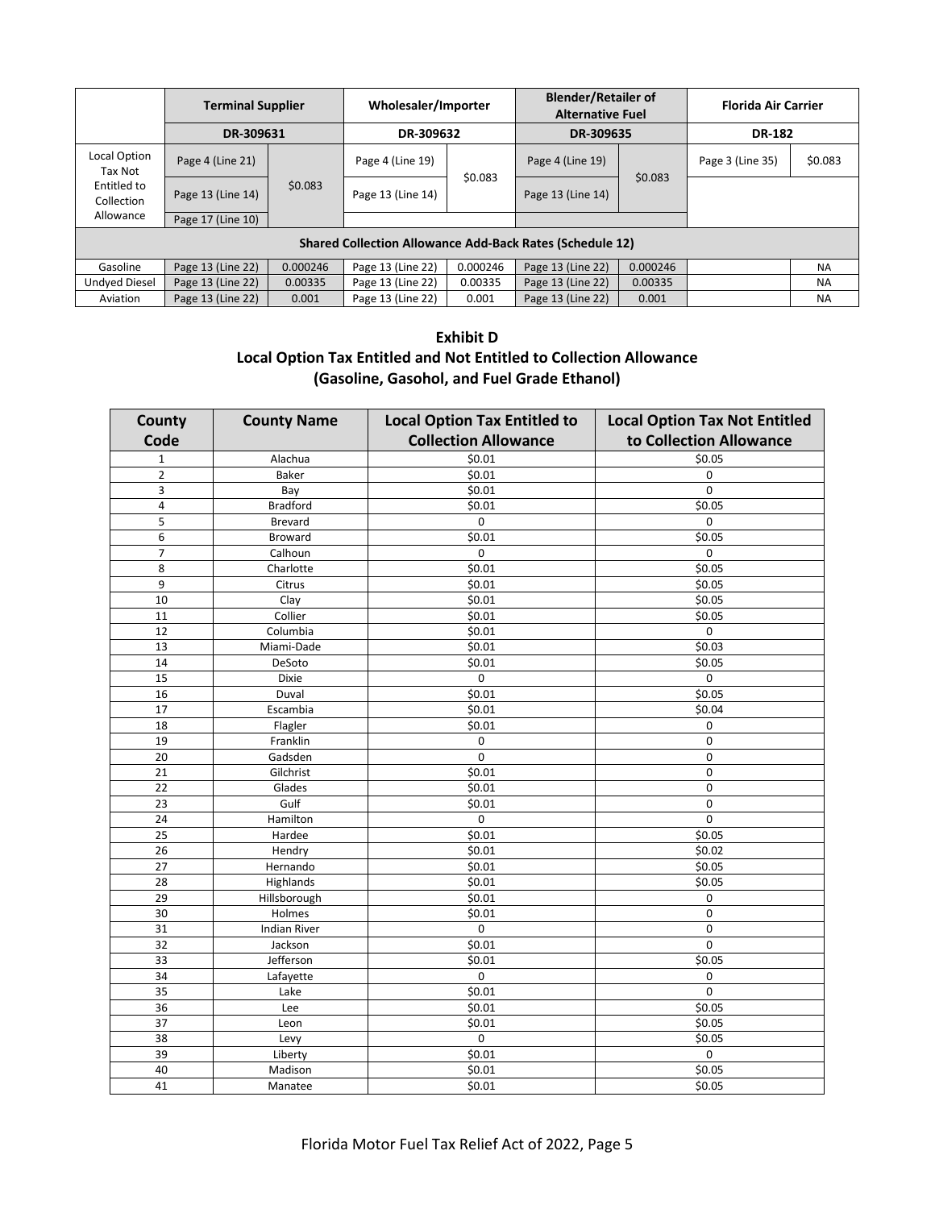| | Terminal Supplier | | Wholesaler/Importer | | Blender/Retailer of Alternative Fuel | | Florida Air Carrier | |
|---|---|---|---|---|---|---|---|---|
| | DR-309631 | | DR-309632 | | DR-309635 | | DR-182 | |
| Local Option Tax Not Entitled to Collection Allowance | Page 4 (Line 21) | $0.083 | Page 4 (Line 19) | $0.083 | Page 4 (Line 19) | $0.083 | Page 3 (Line 35) | $0.083 |
| | Page 13 (Line 14) | | Page 13 (Line 14) | | Page 13 (Line 14) | | | |
| | Page 17 (Line 10) | | | | | | | |
| **Shared Collection Allowance Add-Back Rates (Schedule 12)** | | | | | | | | |
| Gasoline | Page 13 (Line 22) | 0.000246 | Page 13 (Line 22) | 0.000246 | Page 13 (Line 22) | 0.000246 | | NA |
| Undyed Diesel | Page 13 (Line 22) | 0.00335 | Page 13 (Line 22) | 0.00335 | Page 13 (Line 22) | 0.00335 | | NA |
| Aviation | Page 13 (Line 22) | 0.001 | Page 13 (Line 22) | 0.001 | Page 13 (Line 22) | 0.001 | | NA |

## Exhibit D
## Local Option Tax Entitled and Not Entitled to Collection Allowance (Gasoline, Gasohol, and Fuel Grade Ethanol)

| County Code | County Name | Local Option Tax Entitled to Collection Allowance | Local Option Tax Not Entitled to Collection Allowance |
|---|---|---|---|
| 1 | Alachua | $0.01 | $0.05 |
| 2 | Baker | $0.01 | 0 |
| 3 | Bay | $0.01 | 0 |
| 4 | Bradford | $0.01 | $0.05 |
| 5 | Brevard | 0 | 0 |
| 6 | Broward | $0.01 | $0.05 |
| 7 | Calhoun | 0 | 0 |
| 8 | Charlotte | $0.01 | $0.05 |
| 9 | Citrus | $0.01 | $0.05 |
| 10 | Clay | $0.01 | $0.05 |
| 11 | Collier | $0.01 | $0.05 |
| 12 | Columbia | $0.01 | 0 |
| 13 | Miami-Dade | $0.01 | $0.03 |
| 14 | DeSoto | $0.01 | $0.05 |
| 15 | Dixie | 0 | 0 |
| 16 | Duval | $0.01 | $0.05 |
| 17 | Escambia | $0.01 | $0.04 |
| 18 | Flagler | $0.01 | 0 |
| 19 | Franklin | 0 | 0 |
| 20 | Gadsden | 0 | 0 |
| 21 | Gilchrist | $0.01 | 0 |
| 22 | Glades | $0.01 | 0 |
| 23 | Gulf | $0.01 | 0 |
| 24 | Hamilton | 0 | 0 |
| 25 | Hardee | $0.01 | $0.05 |
| 26 | Hendry | $0.01 | $0.02 |
| 27 | Hernando | $0.01 | $0.05 |
| 28 | Highlands | $0.01 | $0.05 |
| 29 | Hillsborough | $0.01 | 0 |
| 30 | Holmes | $0.01 | 0 |
| 31 | Indian River | 0 | 0 |
| 32 | Jackson | $0.01 | 0 |
| 33 | Jefferson | $0.01 | $0.05 |
| 34 | Lafayette | 0 | 0 |
| 35 | Lake | $0.01 | 0 |
| 36 | Lee | $0.01 | $0.05 |
| 37 | Leon | $0.01 | $0.05 |
| 38 | Levy | 0 | $0.05 |
| 39 | Liberty | $0.01 | 0 |
| 40 | Madison | $0.01 | $0.05 |
| 41 | Manatee | $0.01 | $0.05 |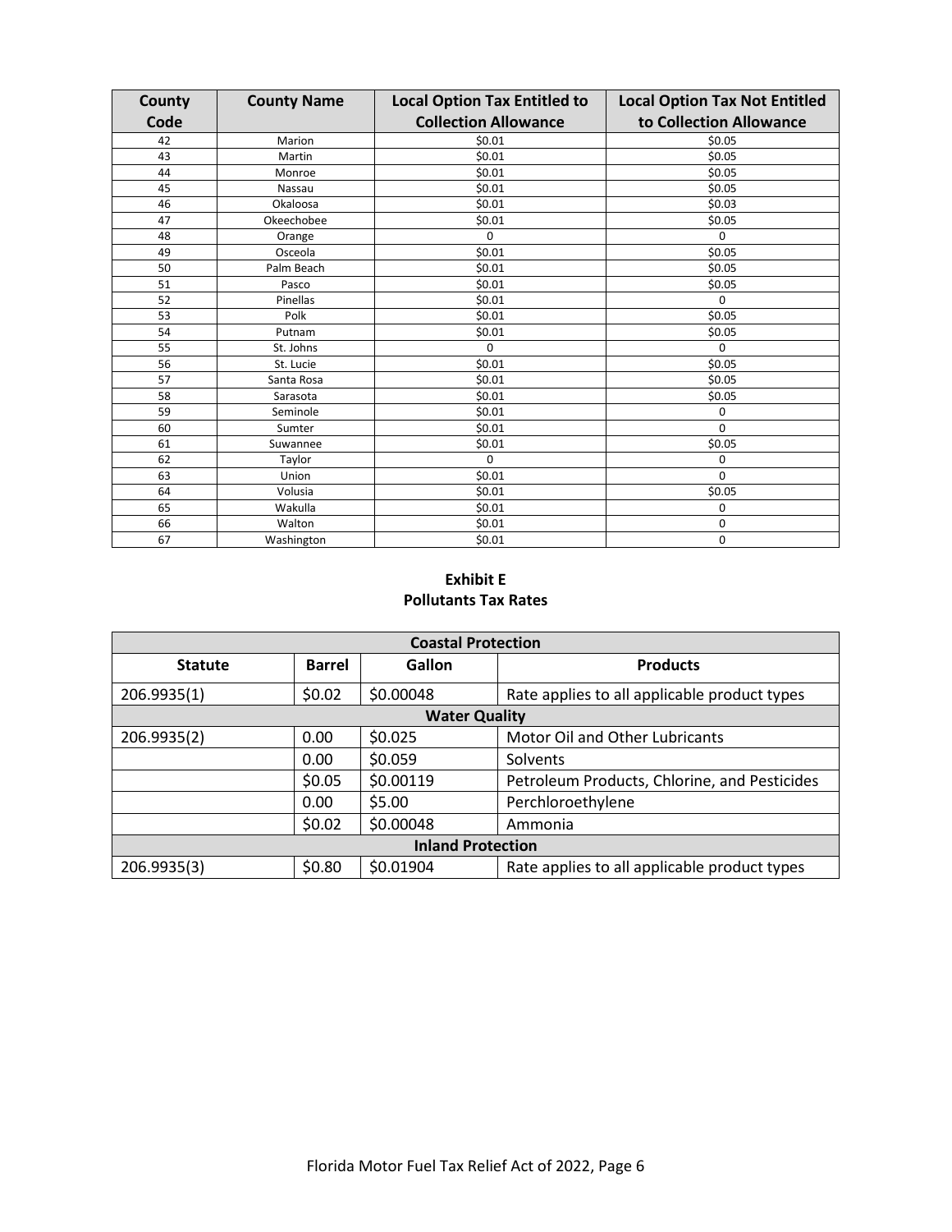| County Code | County Name | Local Option Tax Entitled to Collection Allowance | Local Option Tax Not Entitled to Collection Allowance |
|---|---|---|---|
| 42 | Marion | $0.01 | $0.05 |
| 43 | Martin | $0.01 | $0.05 |
| 44 | Monroe | $0.01 | $0.05 |
| 45 | Nassau | $0.01 | $0.05 |
| 46 | Okaloosa | $0.01 | $0.03 |
| 47 | Okeechobee | $0.01 | $0.05 |
| 48 | Orange | 0 | 0 |
| 49 | Osceola | $0.01 | $0.05 |
| 50 | Palm Beach | $0.01 | $0.05 |
| 51 | Pasco | $0.01 | $0.05 |
| 52 | Pinellas | $0.01 | 0 |
| 53 | Polk | $0.01 | $0.05 |
| 54 | Putnam | $0.01 | $0.05 |
| 55 | St. Johns | 0 | 0 |
| 56 | St. Lucie | $0.01 | $0.05 |
| 57 | Santa Rosa | $0.01 | $0.05 |
| 58 | Sarasota | $0.01 | $0.05 |
| 59 | Seminole | $0.01 | 0 |
| 60 | Sumter | $0.01 | 0 |
| 61 | Suwannee | $0.01 | $0.05 |
| 62 | Taylor | 0 | 0 |
| 63 | Union | $0.01 | 0 |
| 64 | Volusia | $0.01 | $0.05 |
| 65 | Wakulla | $0.01 | 0 |
| 66 | Walton | $0.01 | 0 |
| 67 | Washington | $0.01 | 0 |

**Exhibit E**
**Pollutants Tax Rates**

| Coastal Protection | | | |
|---|---|---|---|
| **Statute** | **Barrel** | **Gallon** | **Products** |
| 206.9935(1) | $0.02 | $0.00048 | Rate applies to all applicable product types |
| **Water Quality** | | | |
| 206.9935(2) | 0.00 | $0.025 | Motor Oil and Other Lubricants |
| | 0.00 | $0.059 | Solvents |
| | $0.05 | $0.00119 | Petroleum Products, Chlorine, and Pesticides |
| | 0.00 | $5.00 | Perchloroethylene |
| | $0.02 | $0.00048 | Ammonia |
| **Inland Protection** | | | |
| 206.9935(3) | $0.80 | $0.01904 | Rate applies to all applicable product types |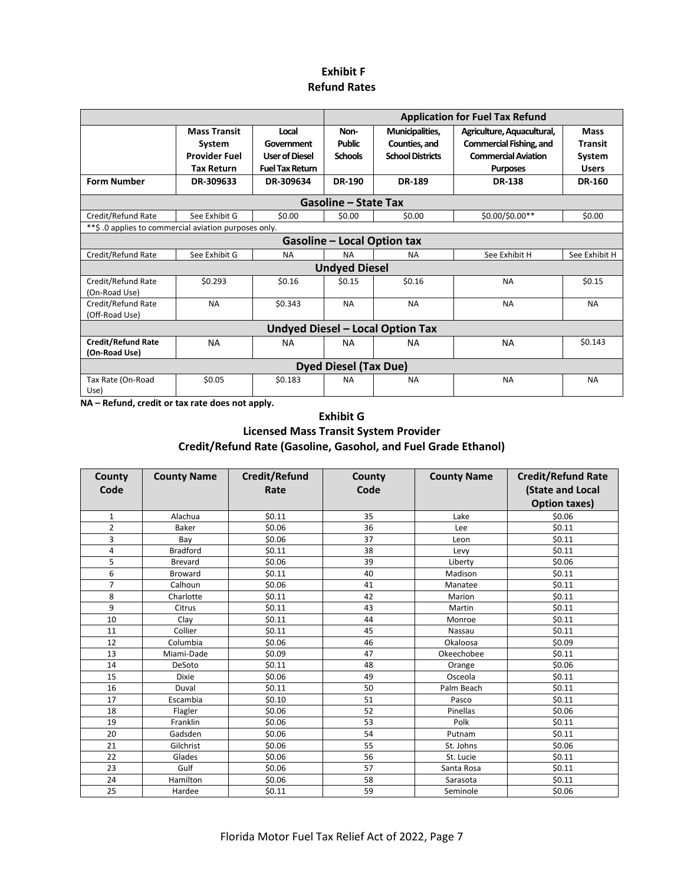## Exhibit F
## Refund Rates

| | | | Application for Fuel Tax Refund | | | |
|---|---|---|---|---|---|---|
| | **Mass Transit System Provider Fuel Tax Return** | **Local Government User of Diesel Fuel Tax Return** | **Non-Public Schools** | **Municipalities, Counties, and School Districts** | **Agriculture, Aquacultural, Commercial Fishing, and Commercial Aviation Purposes** | **Mass Transit System Users** |
| **Form Number** | **DR-309633** | **DR-309634** | **DR-190** | **DR-189** | **DR-138** | **DR-160** |
| **Gasoline – State Tax** | | | | | | |
| Credit/Refund Rate | See Exhibit G | $0.00 | $0.00 | $0.00 | $0.00/$0.00** | $0.00 |
| **$ .0 applies to commercial aviation purposes only. | | | | | | |
| **Gasoline – Local Option tax** | | | | | | |
| Credit/Refund Rate | See Exhibit G | NA | NA | NA | See Exhibit H | See Exhibit H |
| **Undyed Diesel** | | | | | | |
| Credit/Refund Rate (On-Road Use) | $0.293 | $0.16 | $0.15 | $0.16 | NA | $0.15 |
| Credit/Refund Rate (Off-Road Use) | NA | $0.343 | NA | NA | NA | NA |
| **Undyed Diesel – Local Option Tax** | | | | | | |
| **Credit/Refund Rate (On-Road Use)** | NA | NA | NA | NA | NA | $0.143 |
| **Dyed Diesel (Tax Due)** | | | | | | |
| Tax Rate (On-Road Use) | $0.05 | $0.183 | NA | NA | NA | NA |

**NA – Refund, credit or tax rate does not apply.**

## Exhibit G
## Licensed Mass Transit System Provider
## Credit/Refund Rate (Gasoline, Gasohol, and Fuel Grade Ethanol)

| County Code | County Name | Credit/Refund Rate | County Code | County Name | Credit/Refund Rate (State and Local Option taxes) |
|---|---|---|---|---|---|
| 1 | Alachua | $0.11 | 35 | Lake | $0.06 |
| 2 | Baker | $0.06 | 36 | Lee | $0.11 |
| 3 | Bay | $0.06 | 37 | Leon | $0.11 |
| 4 | Bradford | $0.11 | 38 | Levy | $0.11 |
| 5 | Brevard | $0.06 | 39 | Liberty | $0.06 |
| 6 | Broward | $0.11 | 40 | Madison | $0.11 |
| 7 | Calhoun | $0.06 | 41 | Manatee | $0.11 |
| 8 | Charlotte | $0.11 | 42 | Marion | $0.11 |
| 9 | Citrus | $0.11 | 43 | Martin | $0.11 |
| 10 | Clay | $0.11 | 44 | Monroe | $0.11 |
| 11 | Collier | $0.11 | 45 | Nassau | $0.11 |
| 12 | Columbia | $0.06 | 46 | Okaloosa | $0.09 |
| 13 | Miami-Dade | $0.09 | 47 | Okeechobee | $0.11 |
| 14 | DeSoto | $0.11 | 48 | Orange | $0.06 |
| 15 | Dixie | $0.06 | 49 | Osceola | $0.11 |
| 16 | Duval | $0.11 | 50 | Palm Beach | $0.11 |
| 17 | Escambia | $0.10 | 51 | Pasco | $0.11 |
| 18 | Flagler | $0.06 | 52 | Pinellas | $0.06 |
| 19 | Franklin | $0.06 | 53 | Polk | $0.11 |
| 20 | Gadsden | $0.06 | 54 | Putnam | $0.11 |
| 21 | Gilchrist | $0.06 | 55 | St. Johns | $0.06 |
| 22 | Glades | $0.06 | 56 | St. Lucie | $0.11 |
| 23 | Gulf | $0.06 | 57 | Santa Rosa | $0.11 |
| 24 | Hamilton | $0.06 | 58 | Sarasota | $0.11 |
| 25 | Hardee | $0.11 | 59 | Seminole | $0.06 |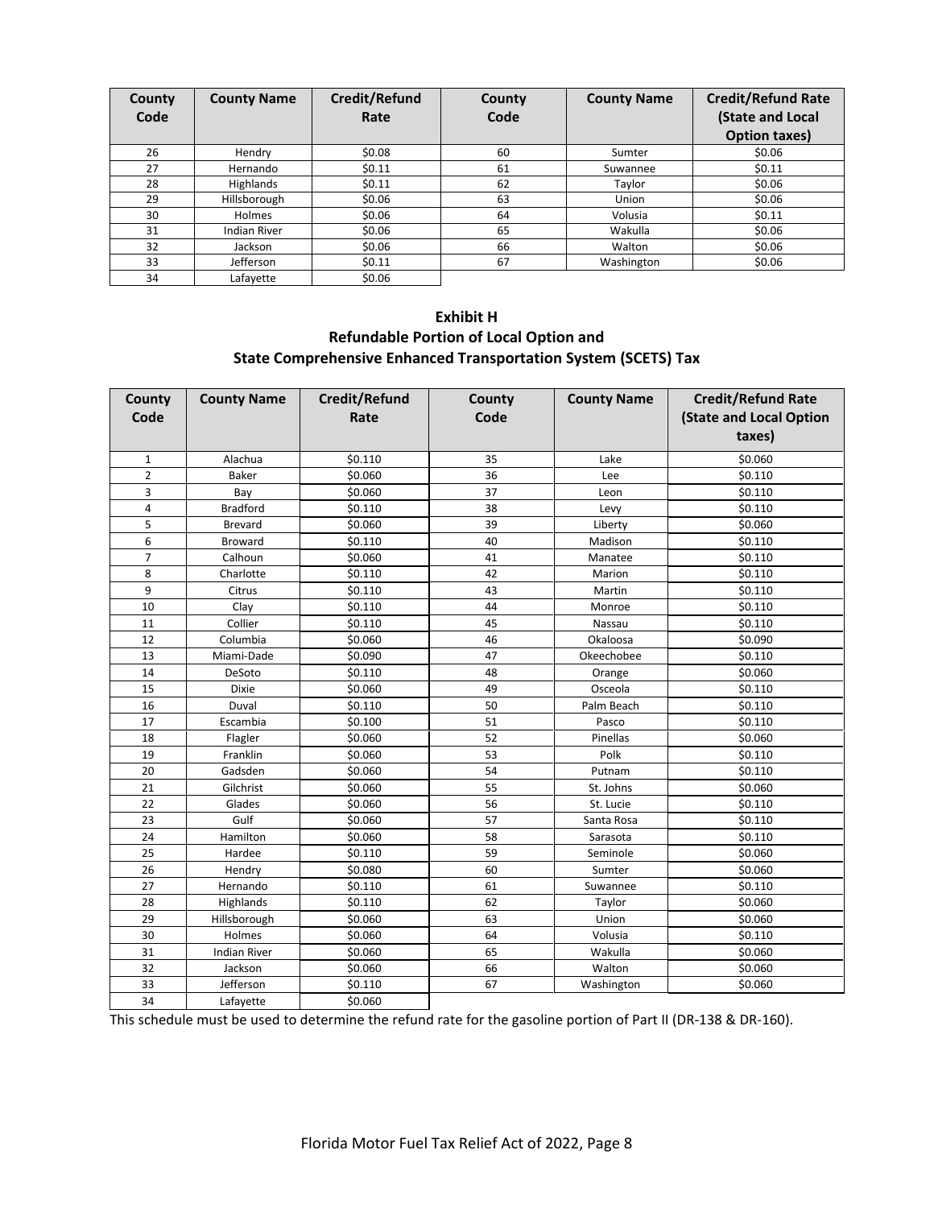| County Code | County Name | Credit/Refund Rate | County Code | County Name | Credit/Refund Rate (State and Local Option taxes) |
|---|---|---|---|---|---|
| 26 | Hendry | $0.08 | 60 | Sumter | $0.06 |
| 27 | Hernando | $0.11 | 61 | Suwannee | $0.11 |
| 28 | Highlands | $0.11 | 62 | Taylor | $0.06 |
| 29 | Hillsborough | $0.06 | 63 | Union | $0.06 |
| 30 | Holmes | $0.06 | 64 | Volusia | $0.11 |
| 31 | Indian River | $0.06 | 65 | Wakulla | $0.06 |
| 32 | Jackson | $0.06 | 66 | Walton | $0.06 |
| 33 | Jefferson | $0.11 | 67 | Washington | $0.06 |
| 34 | Lafayette | $0.06 | | | |

## Exhibit H
## Refundable Portion of Local Option and State Comprehensive Enhanced Transportation System (SCETS) Tax

| County Code | County Name | Credit/Refund Rate | County Code | County Name | Credit/Refund Rate (State and Local Option taxes) |
|---|---|---|---|---|---|
| 1 | Alachua | $0.110 | 35 | Lake | $0.060 |
| 2 | Baker | $0.060 | 36 | Lee | $0.110 |
| 3 | Bay | $0.060 | 37 | Leon | $0.110 |
| 4 | Bradford | $0.110 | 38 | Levy | $0.110 |
| 5 | Brevard | $0.060 | 39 | Liberty | $0.060 |
| 6 | Broward | $0.110 | 40 | Madison | $0.110 |
| 7 | Calhoun | $0.060 | 41 | Manatee | $0.110 |
| 8 | Charlotte | $0.110 | 42 | Marion | $0.110 |
| 9 | Citrus | $0.110 | 43 | Martin | $0.110 |
| 10 | Clay | $0.110 | 44 | Monroe | $0.110 |
| 11 | Collier | $0.110 | 45 | Nassau | $0.110 |
| 12 | Columbia | $0.060 | 46 | Okaloosa | $0.090 |
| 13 | Miami-Dade | $0.090 | 47 | Okeechobee | $0.110 |
| 14 | DeSoto | $0.110 | 48 | Orange | $0.060 |
| 15 | Dixie | $0.060 | 49 | Osceola | $0.110 |
| 16 | Duval | $0.110 | 50 | Palm Beach | $0.110 |
| 17 | Escambia | $0.100 | 51 | Pasco | $0.110 |
| 18 | Flagler | $0.060 | 52 | Pinellas | $0.060 |
| 19 | Franklin | $0.060 | 53 | Polk | $0.110 |
| 20 | Gadsden | $0.060 | 54 | Putnam | $0.110 |
| 21 | Gilchrist | $0.060 | 55 | St. Johns | $0.060 |
| 22 | Glades | $0.060 | 56 | St. Lucie | $0.110 |
| 23 | Gulf | $0.060 | 57 | Santa Rosa | $0.110 |
| 24 | Hamilton | $0.060 | 58 | Sarasota | $0.110 |
| 25 | Hardee | $0.110 | 59 | Seminole | $0.060 |
| 26 | Hendry | $0.080 | 60 | Sumter | $0.060 |
| 27 | Hernando | $0.110 | 61 | Suwannee | $0.110 |
| 28 | Highlands | $0.110 | 62 | Taylor | $0.060 |
| 29 | Hillsborough | $0.060 | 63 | Union | $0.060 |
| 30 | Holmes | $0.060 | 64 | Volusia | $0.110 |
| 31 | Indian River | $0.060 | 65 | Wakulla | $0.060 |
| 32 | Jackson | $0.060 | 66 | Walton | $0.060 |
| 33 | Jefferson | $0.110 | 67 | Washington | $0.060 |
| 34 | Lafayette | $0.060 | | | |

This schedule must be used to determine the refund rate for the gasoline portion of Part II (DR-138 & DR-160).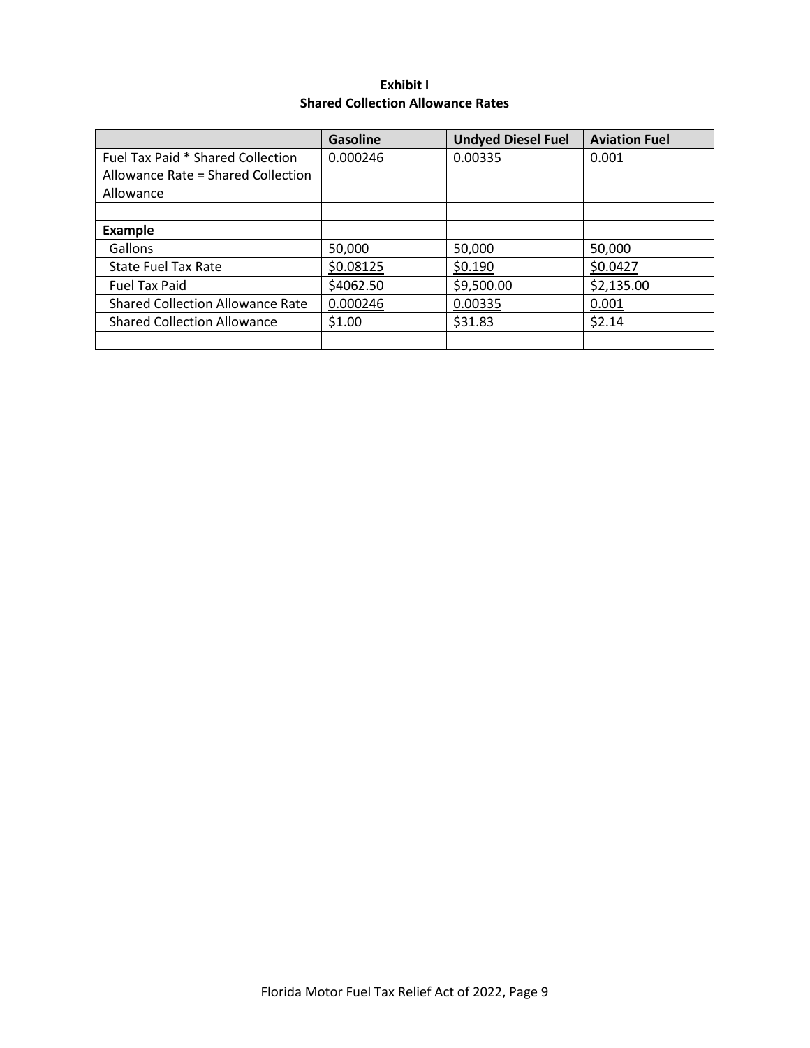**Exhibit I**
**Shared Collection Allowance Rates**

| | Gasoline | Undyed Diesel Fuel | Aviation Fuel |
|---|---|---|---|
| Fuel Tax Paid * Shared Collection Allowance Rate = Shared Collection Allowance | 0.000246 | 0.00335 | 0.001 |
| | | | |
| **Example** | | | |
| Gallons | 50,000 | 50,000 | 50,000 |
| State Fuel Tax Rate | $0.08125 | $0.190 | $0.0427 |
| Fuel Tax Paid | $4062.50 | $9,500.00 | $2,135.00 |
| Shared Collection Allowance Rate | 0.000246 | 0.00335 | 0.001 |
| Shared Collection Allowance | $1.00 | $31.83 | $2.14 |
| | | | |